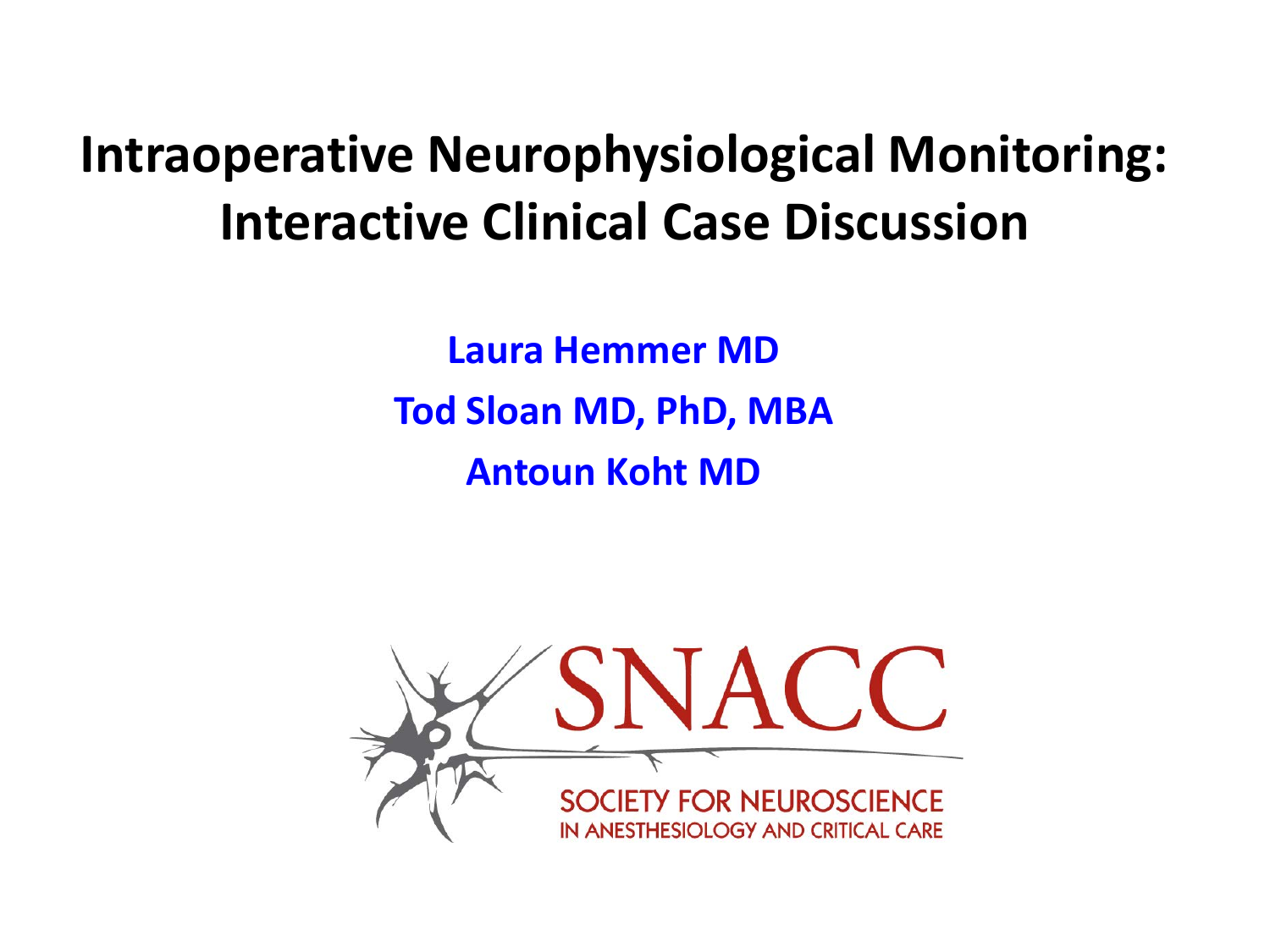# Intraoperative Neurophysiological Monitoring: Interactive Clinical Case Discussion

**Laura Hemmer MD**

**Tod Sloan MD, PhD, MBA**

**Antoun Koht MD**

SNACC

SOCIETY FOR NEUROSCIENCE IN ANESTHESIOLOGY AND CRITICAL CARE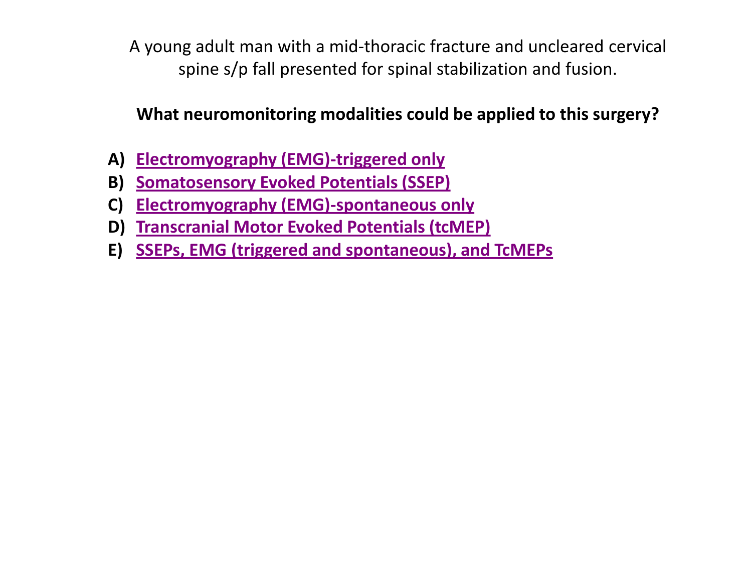A young adult man with a mid-thoracic fracture and uncleared cervical spine s/p fall presented for spinal stabilization and fusion.

**What neuromonitoring modalities could be applied to this surgery?**

- **A)** **Electromyography (EMG)-triggered only**
- **B)** **Somatosensory Evoked Potentials (SSEP)**
- **C)** **Electromyography (EMG)-spontaneous only**
- **D)** **Transcranial Motor Evoked Potentials (tcMEP)**
- **E)** **SSEPs, EMG (triggered and spontaneous), and TcMEPs**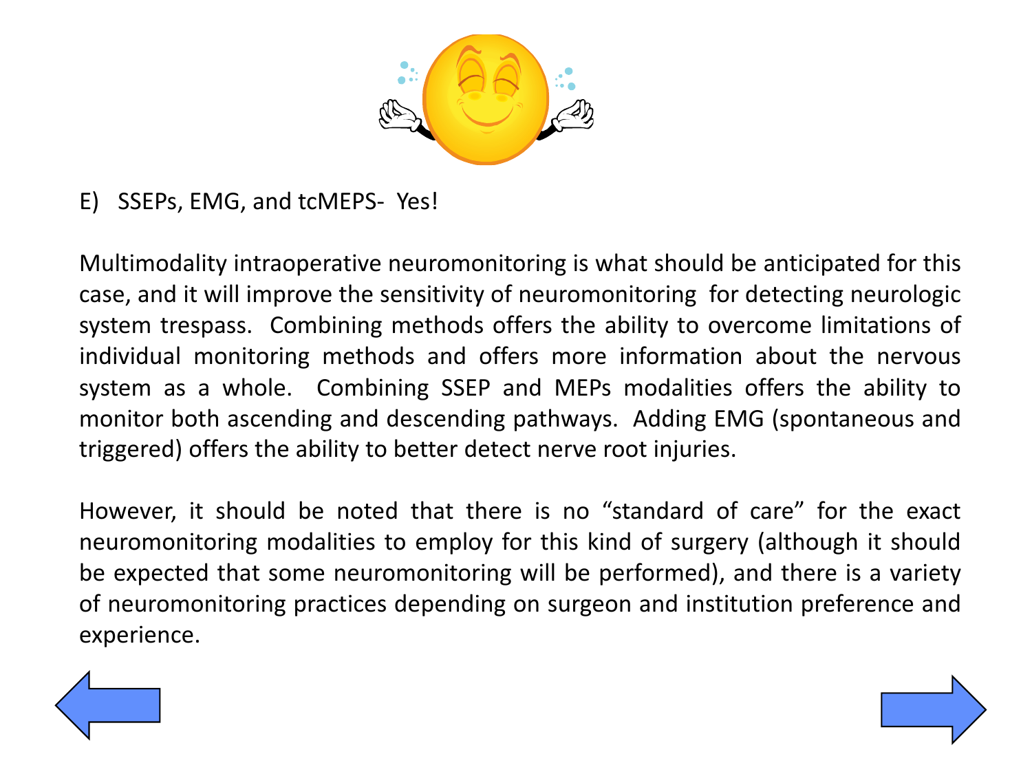E) SSEPs, EMG, and tcMEPS- Yes!

Multimodality intraoperative neuromonitoring is what should be anticipated for this case, and it will improve the sensitivity of neuromonitoring for detecting neurologic system trespass. Combining methods offers the ability to overcome limitations of individual monitoring methods and offers more information about the nervous system as a whole. Combining SSEP and MEPs modalities offers the ability to monitor both ascending and descending pathways. Adding EMG (spontaneous and triggered) offers the ability to better detect nerve root injuries.

However, it should be noted that there is no “standard of care” for the exact neuromonitoring modalities to employ for this kind of surgery (although it should be expected that some neuromonitoring will be performed), and there is a variety of neuromonitoring practices depending on surgeon and institution preference and experience.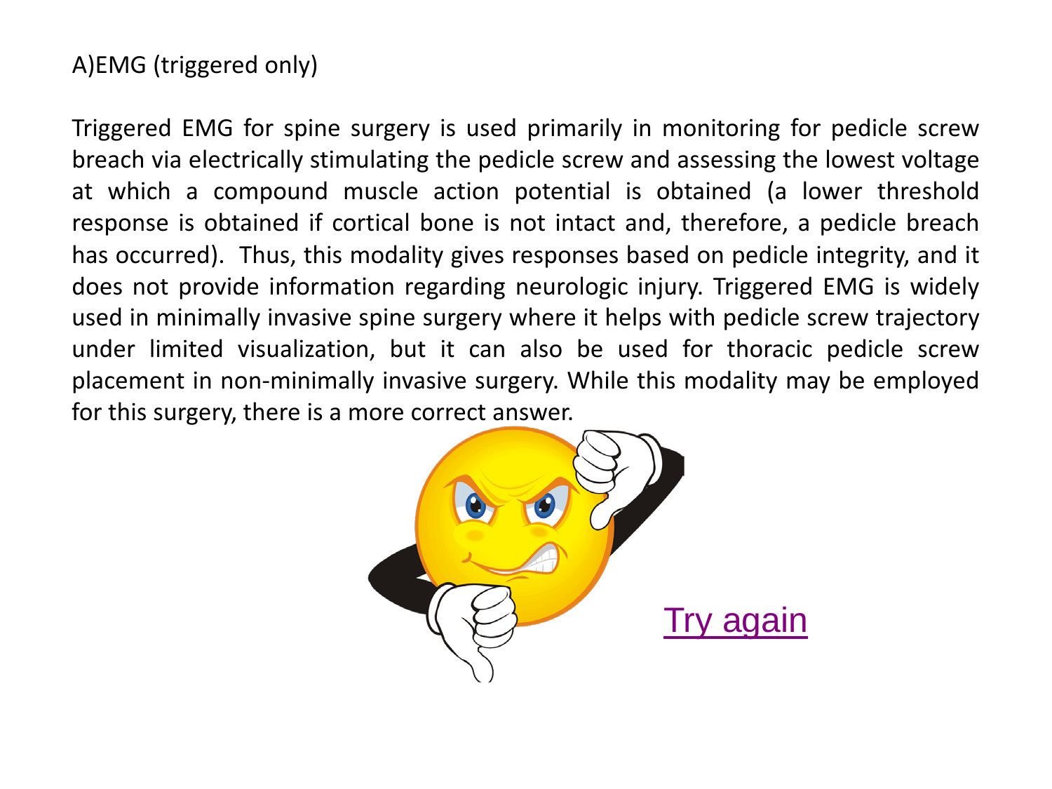A)EMG (triggered only)

Triggered EMG for spine surgery is used primarily in monitoring for pedicle screw breach via electrically stimulating the pedicle screw and assessing the lowest voltage at which a compound muscle action potential is obtained (a lower threshold response is obtained if cortical bone is not intact and, therefore, a pedicle breach has occurred). Thus, this modality gives responses based on pedicle integrity, and it does not provide information regarding neurologic injury. Triggered EMG is widely used in minimally invasive spine surgery where it helps with pedicle screw trajectory under limited visualization, but it can also be used for thoracic pedicle screw placement in non-minimally invasive surgery. While this modality may be employed for this surgery, there is a more correct answer.

Try again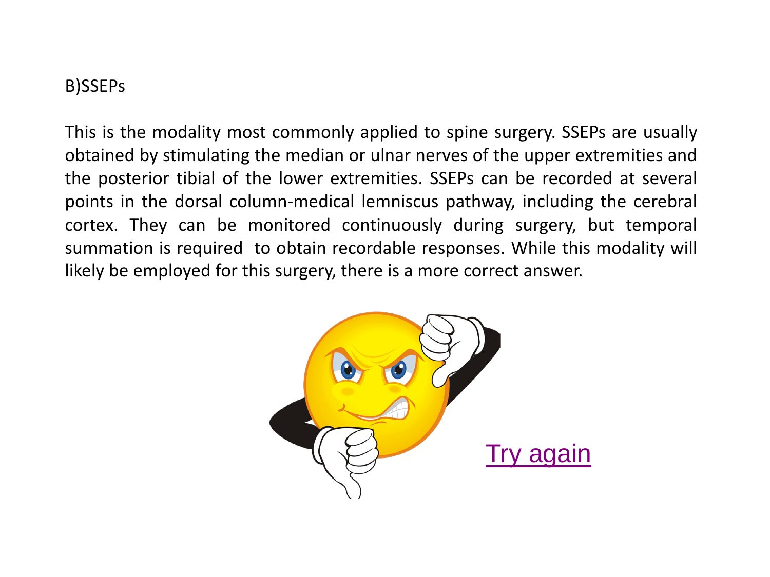B)SSEPs

This is the modality most commonly applied to spine surgery. SSEPs are usually obtained by stimulating the median or ulnar nerves of the upper extremities and the posterior tibial of the lower extremities. SSEPs can be recorded at several points in the dorsal column-medical lemniscus pathway, including the cerebral cortex. They can be monitored continuously during surgery, but temporal summation is required to obtain recordable responses. While this modality will likely be employed for this surgery, there is a more correct answer.

Try again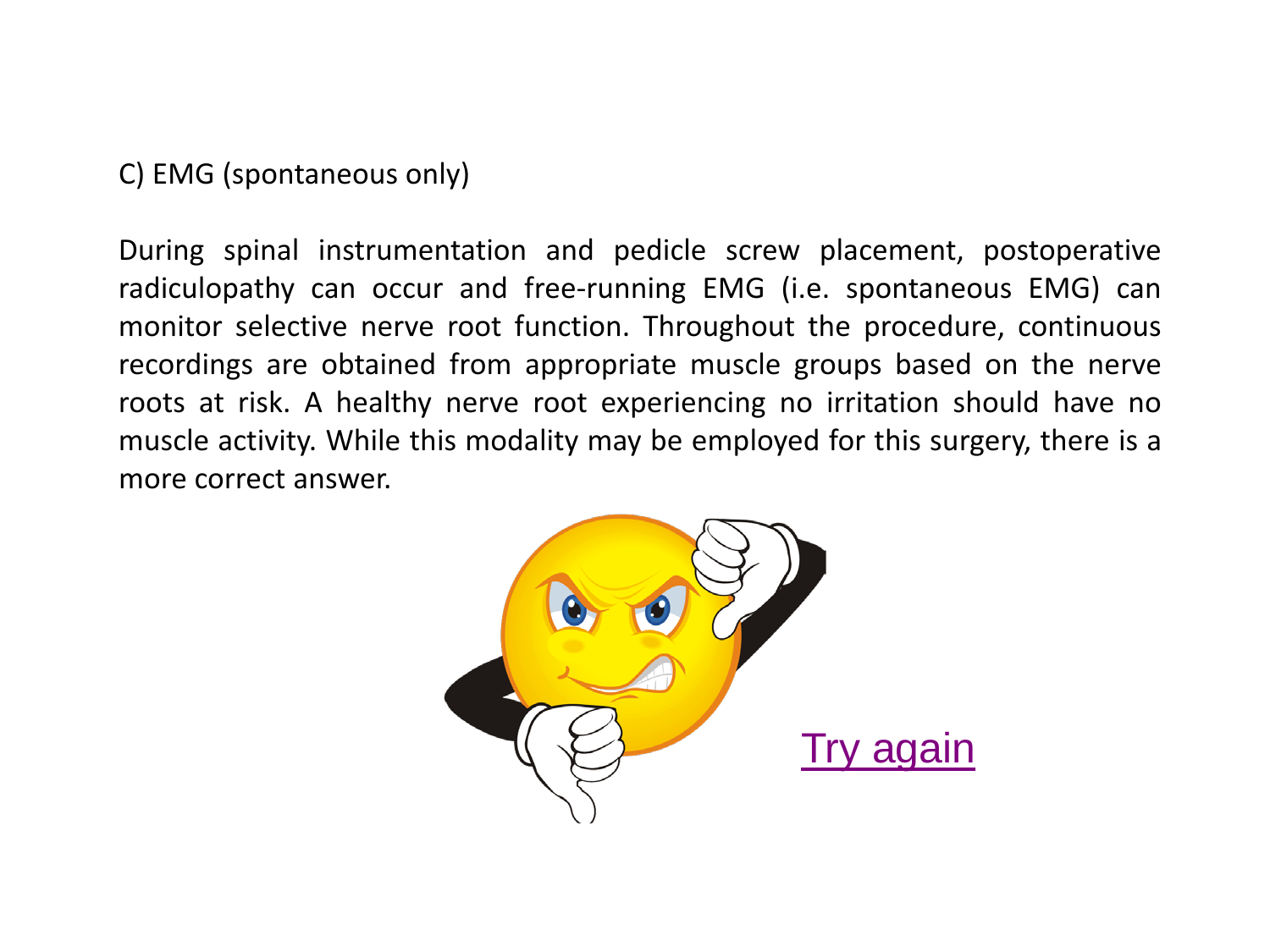C) EMG (spontaneous only)

During spinal instrumentation and pedicle screw placement, postoperative radiculopathy can occur and free-running EMG (i.e. spontaneous EMG) can monitor selective nerve root function. Throughout the procedure, continuous recordings are obtained from appropriate muscle groups based on the nerve roots at risk. A healthy nerve root experiencing no irritation should have no muscle activity. While this modality may be employed for this surgery, there is a more correct answer.

Try again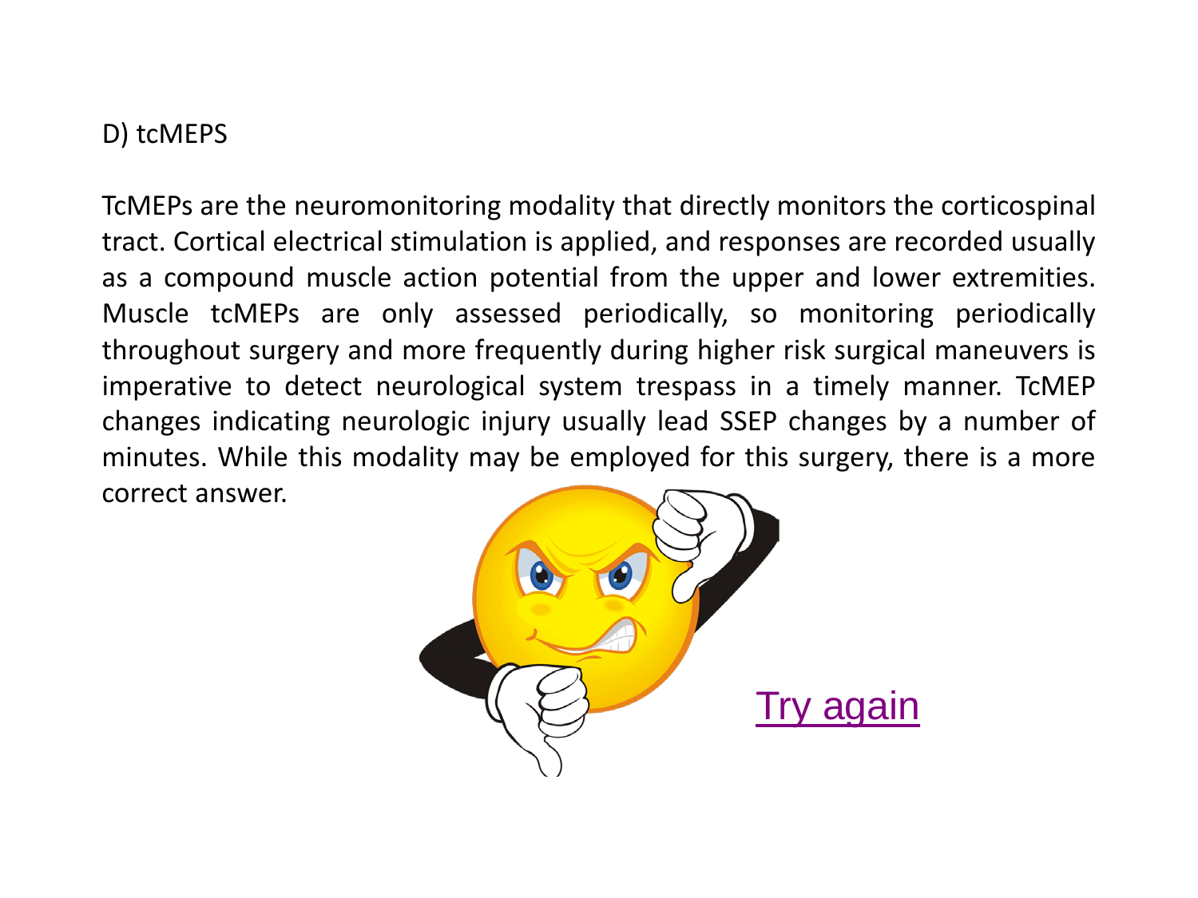D) tcMEPS

TcMEPs are the neuromonitoring modality that directly monitors the corticospinal tract. Cortical electrical stimulation is applied, and responses are recorded usually as a compound muscle action potential from the upper and lower extremities. Muscle tcMEPs are only assessed periodically, so monitoring periodically throughout surgery and more frequently during higher risk surgical maneuvers is imperative to detect neurological system trespass in a timely manner. TcMEP changes indicating neurologic injury usually lead SSEP changes by a number of minutes. While this modality may be employed for this surgery, there is a more correct answer.

Try again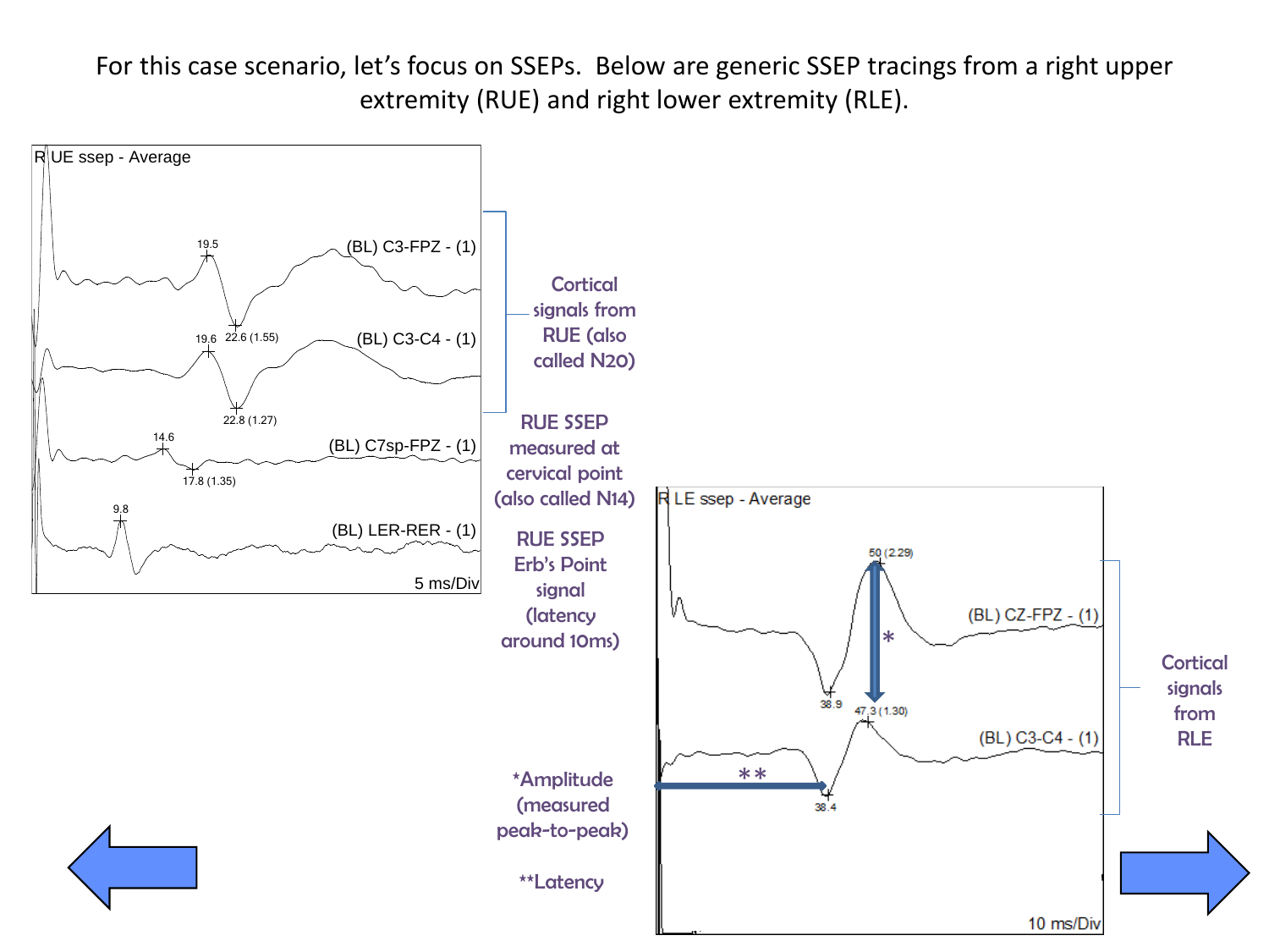For this case scenario, let's focus on SSEPs. Below are generic SSEP tracings from a right upper extremity (RUE) and right lower extremity (RLE).

R UE ssep - Average

- 19.5 — (BL) C3-FPZ - (1) — 22.6 (1.55)
- 19.6 — (BL) C3-C4 - (1) — 22.8 (1.27)
- 14.6 — (BL) C7sp-FPZ - (1) — 17.8 (1.35)
- 9.8 — (BL) LER-RER - (1)

5 ms/Div

Cortical signals from RUE (also called N20)

RUE SSEP measured at cervical point (also called N14)

RUE SSEP Erb's Point signal (latency around 10ms)

R LE ssep - Average

- 50 (2.29) — (BL) CZ-FPZ - (1) — 38.9
- 47.3 (1.30) — (BL) C3-C4 - (1) — 38.4

10 ms/Div

Cortical signals from RLE

*Amplitude (measured peak-to-peak)

**Latency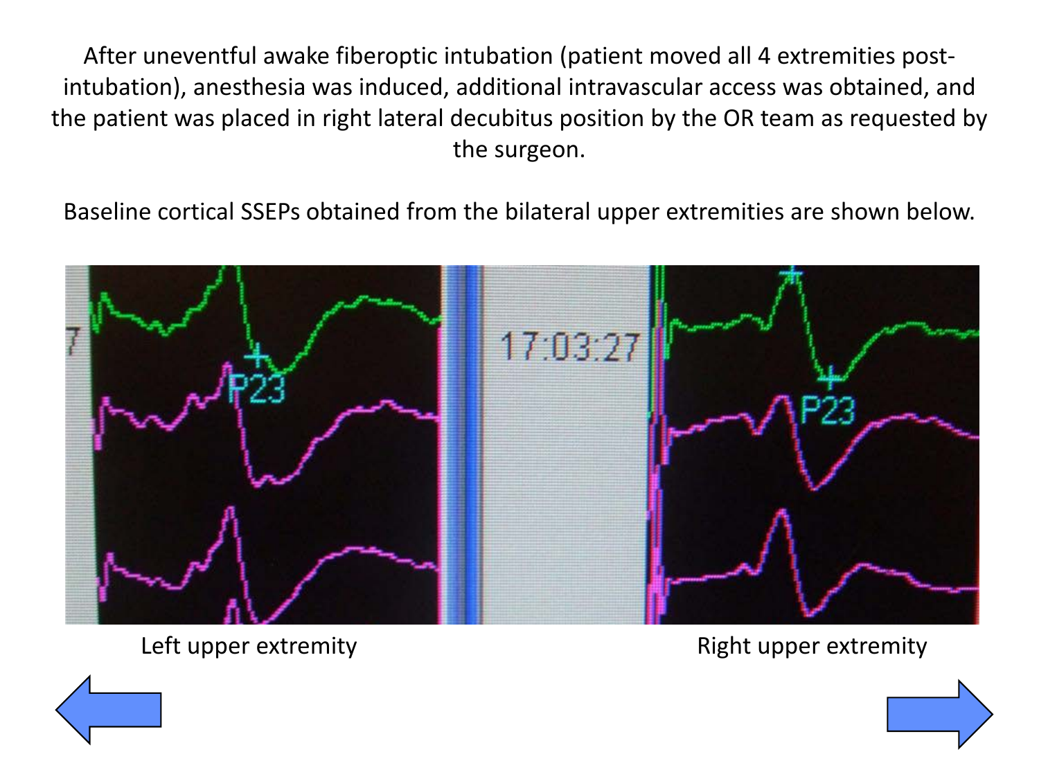After uneventful awake fiberoptic intubation (patient moved all 4 extremities post-intubation), anesthesia was induced, additional intravascular access was obtained, and the patient was placed in right lateral decubitus position by the OR team as requested by the surgeon.

Baseline cortical SSEPs obtained from the bilateral upper extremities are shown below.

Left upper extremity

Right upper extremity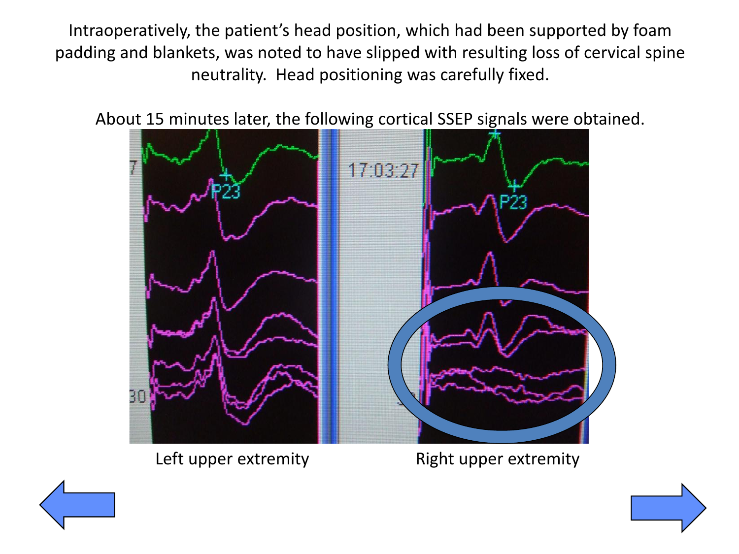Intraoperatively, the patient's head position, which had been supported by foam padding and blankets, was noted to have slipped with resulting loss of cervical spine neutrality. Head positioning was carefully fixed.

About 15 minutes later, the following cortical SSEP signals were obtained.

Left upper extremity

Right upper extremity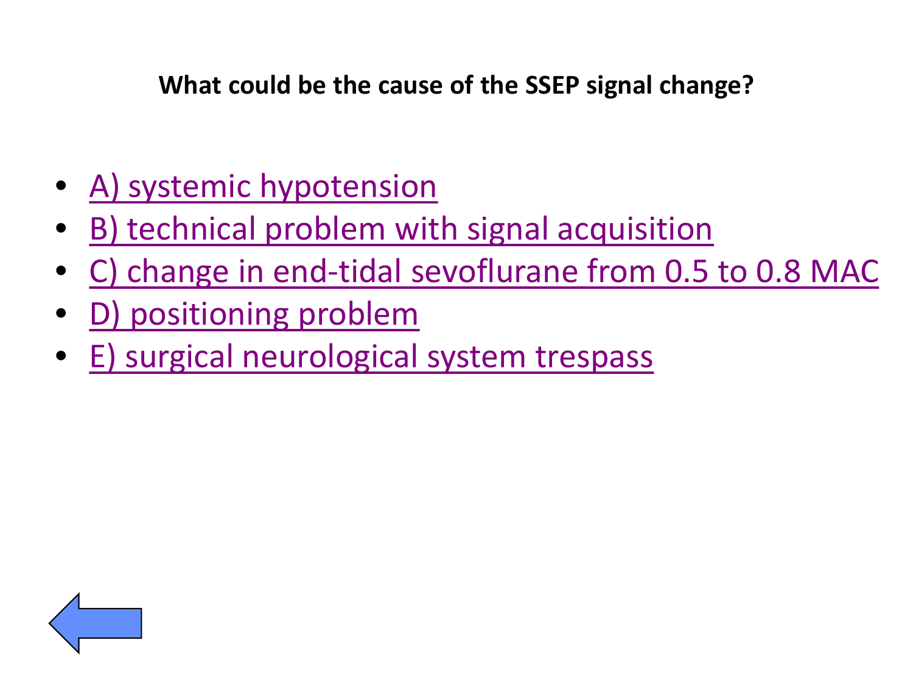**What could be the cause of the SSEP signal change?**

- A) systemic hypotension
- B) technical problem with signal acquisition
- C) change in end-tidal sevoflurane from 0.5 to 0.8 MAC
- D) positioning problem
- E) surgical neurological system trespass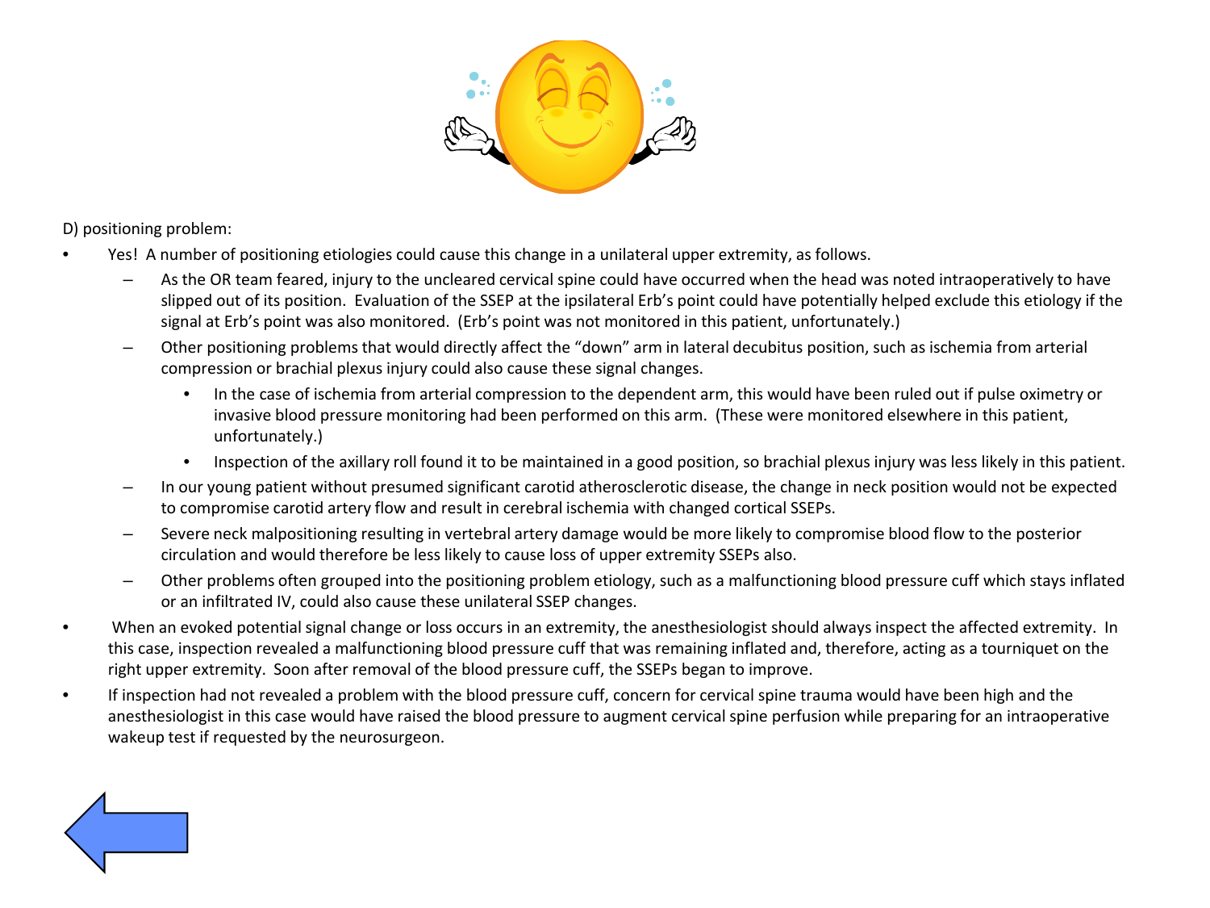D) positioning problem:

- Yes! A number of positioning etiologies could cause this change in a unilateral upper extremity, as follows.
  - As the OR team feared, injury to the uncleared cervical spine could have occurred when the head was noted intraoperatively to have slipped out of its position. Evaluation of the SSEP at the ipsilateral Erb's point could have potentially helped exclude this etiology if the signal at Erb's point was also monitored. (Erb's point was not monitored in this patient, unfortunately.)
  - Other positioning problems that would directly affect the "down" arm in lateral decubitus position, such as ischemia from arterial compression or brachial plexus injury could also cause these signal changes.
    - In the case of ischemia from arterial compression to the dependent arm, this would have been ruled out if pulse oximetry or invasive blood pressure monitoring had been performed on this arm. (These were monitored elsewhere in this patient, unfortunately.)
    - Inspection of the axillary roll found it to be maintained in a good position, so brachial plexus injury was less likely in this patient.
  - In our young patient without presumed significant carotid atherosclerotic disease, the change in neck position would not be expected to compromise carotid artery flow and result in cerebral ischemia with changed cortical SSEPs.
  - Severe neck malpositioning resulting in vertebral artery damage would be more likely to compromise blood flow to the posterior circulation and would therefore be less likely to cause loss of upper extremity SSEPs also.
  - Other problems often grouped into the positioning problem etiology, such as a malfunctioning blood pressure cuff which stays inflated or an infiltrated IV, could also cause these unilateral SSEP changes.
- When an evoked potential signal change or loss occurs in an extremity, the anesthesiologist should always inspect the affected extremity. In this case, inspection revealed a malfunctioning blood pressure cuff that was remaining inflated and, therefore, acting as a tourniquet on the right upper extremity. Soon after removal of the blood pressure cuff, the SSEPs began to improve.
- If inspection had not revealed a problem with the blood pressure cuff, concern for cervical spine trauma would have been high and the anesthesiologist in this case would have raised the blood pressure to augment cervical spine perfusion while preparing for an intraoperative wakeup test if requested by the neurosurgeon.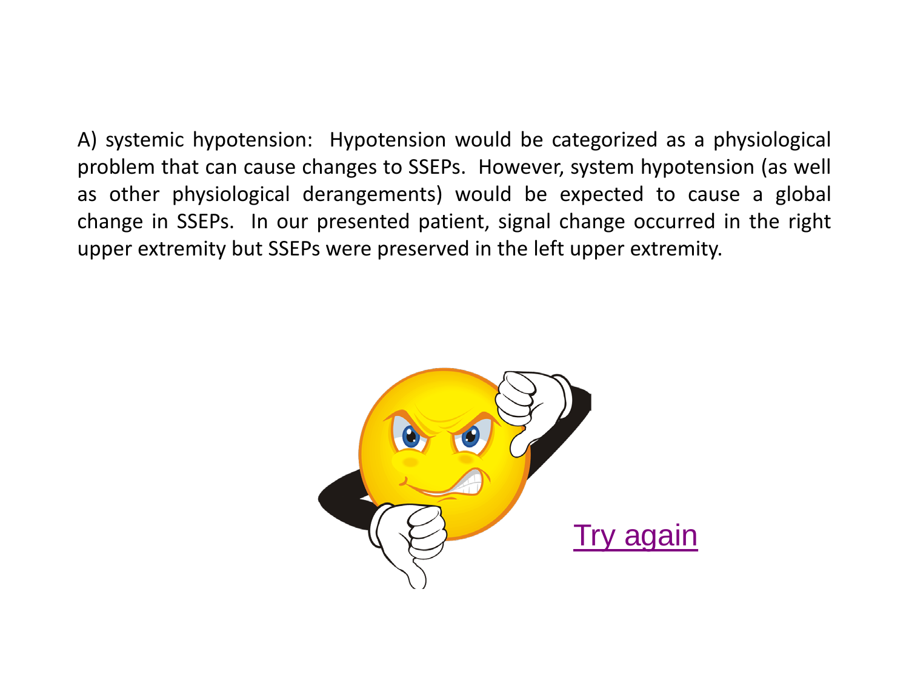A) systemic hypotension: Hypotension would be categorized as a physiological problem that can cause changes to SSEPs. However, system hypotension (as well as other physiological derangements) would be expected to cause a global change in SSEPs. In our presented patient, signal change occurred in the right upper extremity but SSEPs were preserved in the left upper extremity.

Try again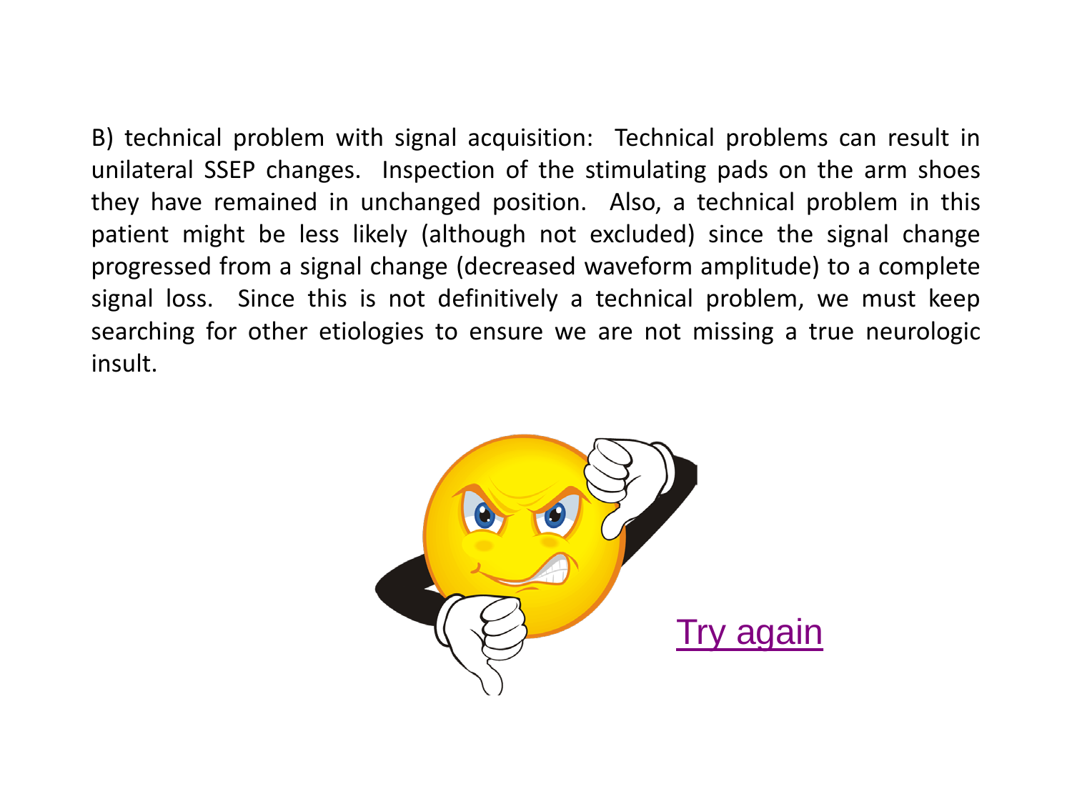B) technical problem with signal acquisition: Technical problems can result in unilateral SSEP changes. Inspection of the stimulating pads on the arm shoes they have remained in unchanged position. Also, a technical problem in this patient might be less likely (although not excluded) since the signal change progressed from a signal change (decreased waveform amplitude) to a complete signal loss. Since this is not definitively a technical problem, we must keep searching for other etiologies to ensure we are not missing a true neurologic insult.

Try again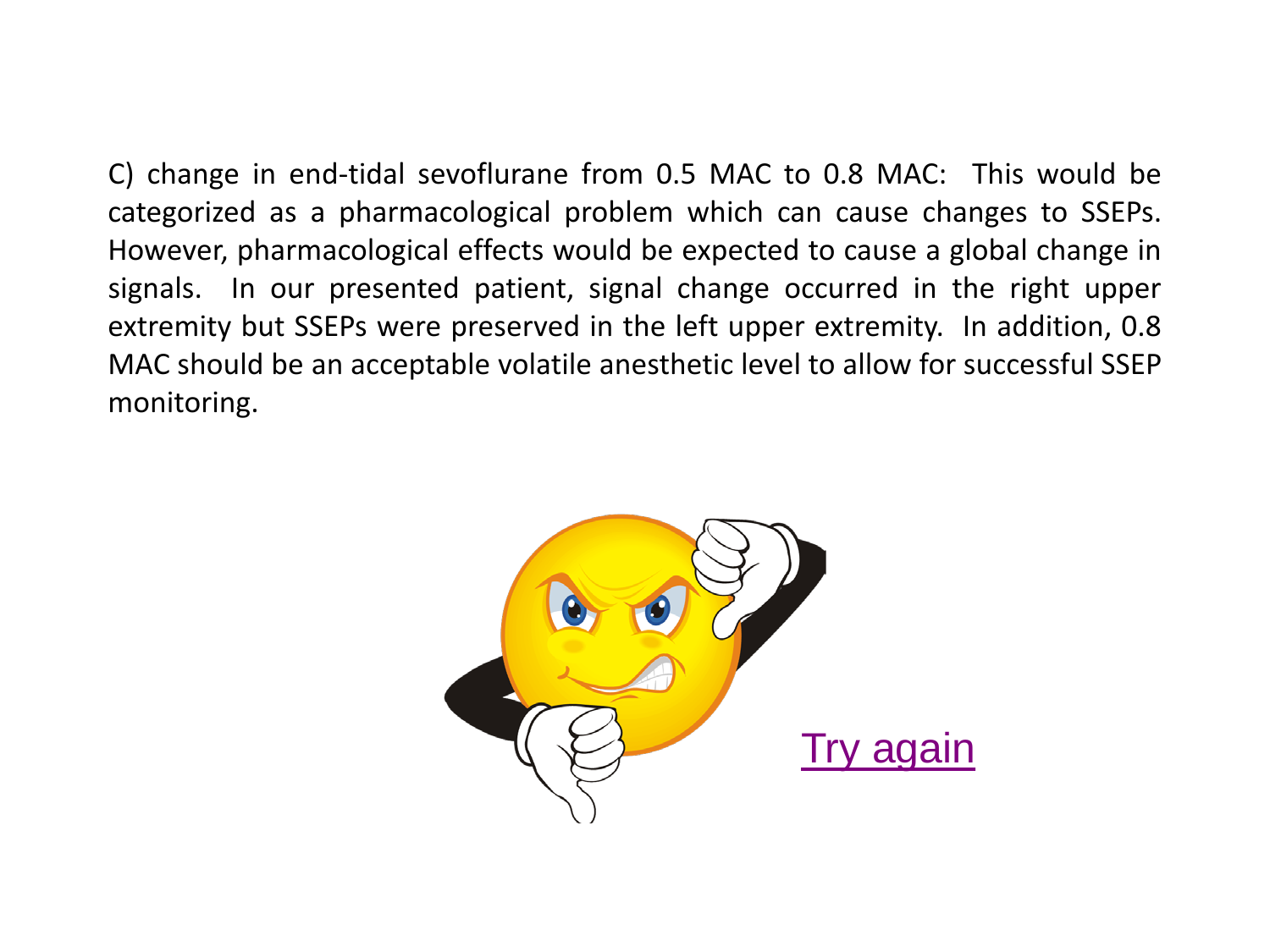C) change in end-tidal sevoflurane from 0.5 MAC to 0.8 MAC: This would be categorized as a pharmacological problem which can cause changes to SSEPs. However, pharmacological effects would be expected to cause a global change in signals. In our presented patient, signal change occurred in the right upper extremity but SSEPs were preserved in the left upper extremity. In addition, 0.8 MAC should be an acceptable volatile anesthetic level to allow for successful SSEP monitoring.

Try again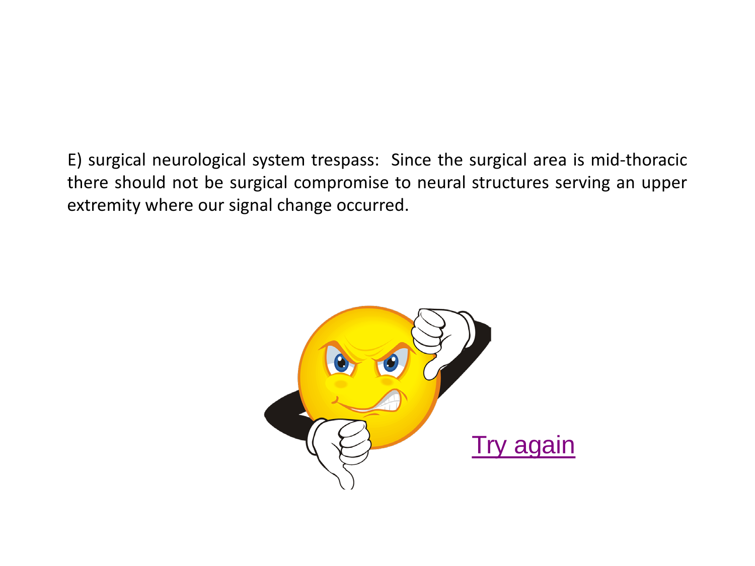E) surgical neurological system trespass: Since the surgical area is mid-thoracic there should not be surgical compromise to neural structures serving an upper extremity where our signal change occurred.

Try again